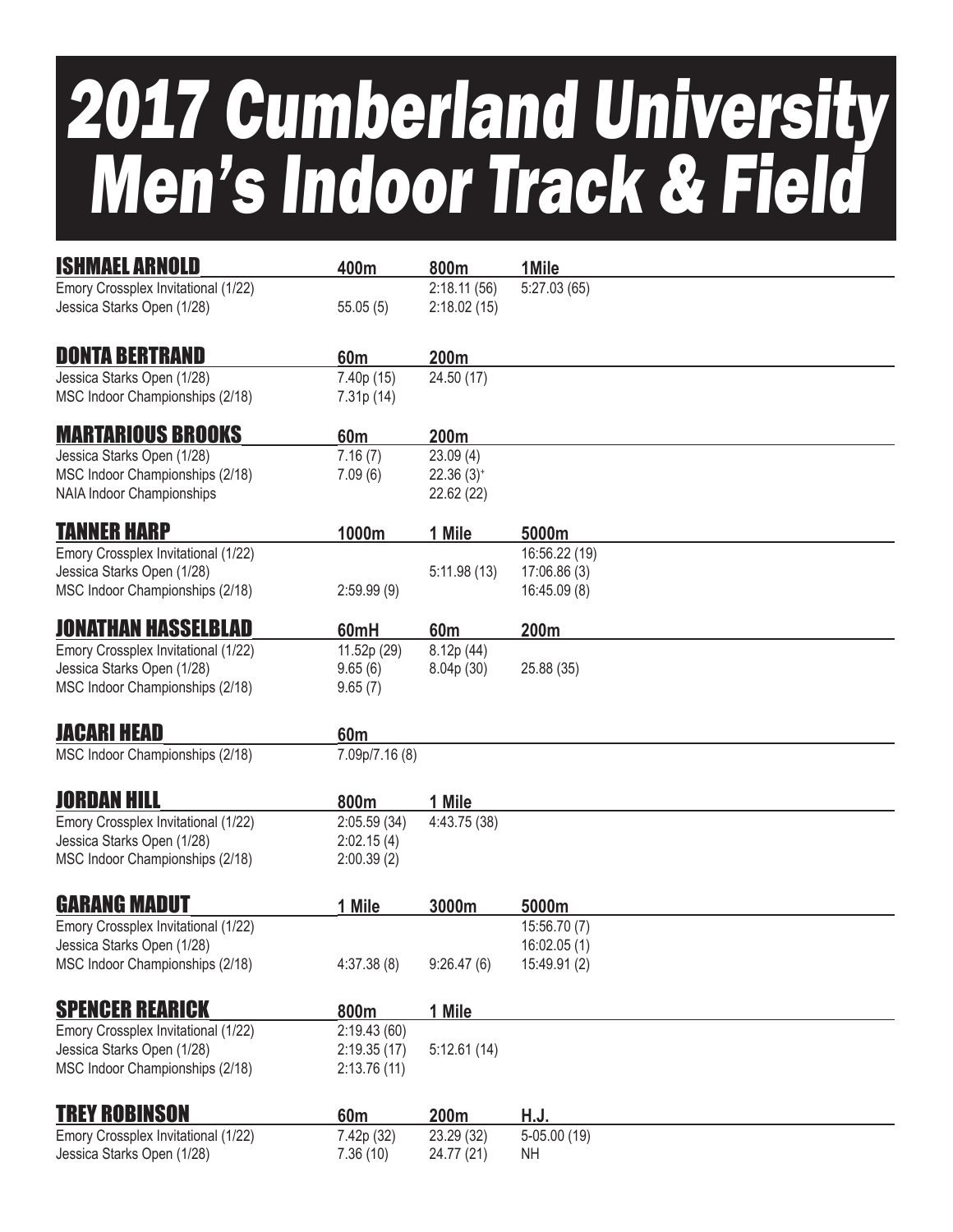# 2017 Cumberland University Men's Indoor Track & Field

| ISHMAEL ARNOLD | 400m | 800m | 1Mile |
|---|---|---|---|
| Emory Crossplex Invitational (1/22) | | 2:18.11 (56) | 5:27.03 (65) |
| Jessica Starks Open (1/28) | 55.05 (5) | 2:18.02 (15) | |

| DONTA BERTRAND | 60m | 200m |
|---|---|---|
| Jessica Starks Open (1/28) | 7.40p (15) | 24.50 (17) |
| MSC Indoor Championships (2/18) | 7.31p (14) | |

| MARTARIOUS BROOKS | 60m | 200m |
|---|---|---|
| Jessica Starks Open (1/28) | 7.16 (7) | 23.09 (4) |
| MSC Indoor Championships (2/18) | 7.09 (6) | 22.36 (3)+ |
| NAIA Indoor Championships | | 22.62 (22) |

| TANNER HARP | 1000m | 1 Mile | 5000m |
|---|---|---|---|
| Emory Crossplex Invitational (1/22) | | | 16:56.22 (19) |
| Jessica Starks Open (1/28) | | 5:11.98 (13) | 17:06.86 (3) |
| MSC Indoor Championships (2/18) | 2:59.99 (9) | | 16:45.09 (8) |

| JONATHAN HASSELBLAD | 60mH | 60m | 200m |
|---|---|---|---|
| Emory Crossplex Invitational (1/22) | 11.52p (29) | 8.12p (44) | |
| Jessica Starks Open (1/28) | 9.65 (6) | 8.04p (30) | 25.88 (35) |
| MSC Indoor Championships (2/18) | 9.65 (7) | | |

| JACARI HEAD | 60m |
|---|---|
| MSC Indoor Championships (2/18) | 7.09p/7.16 (8) |

| JORDAN HILL | 800m | 1 Mile |
|---|---|---|
| Emory Crossplex Invitational (1/22) | 2:05.59 (34) | 4:43.75 (38) |
| Jessica Starks Open (1/28) | 2:02.15 (4) | |
| MSC Indoor Championships (2/18) | 2:00.39 (2) | |

| GARANG MADUT | 1 Mile | 3000m | 5000m |
|---|---|---|---|
| Emory Crossplex Invitational (1/22) | | | 15:56.70 (7) |
| Jessica Starks Open (1/28) | | | 16:02.05 (1) |
| MSC Indoor Championships (2/18) | 4:37.38 (8) | 9:26.47 (6) | 15:49.91 (2) |

| SPENCER REARICK | 800m | 1 Mile |
|---|---|---|
| Emory Crossplex Invitational (1/22) | 2:19.43 (60) | |
| Jessica Starks Open (1/28) | 2:19.35 (17) | 5:12.61 (14) |
| MSC Indoor Championships (2/18) | 2:13.76 (11) | |

| TREY ROBINSON | 60m | 200m | H.J. |
|---|---|---|---|
| Emory Crossplex Invitational (1/22) | 7.42p (32) | 23.29 (32) | 5-05.00 (19) |
| Jessica Starks Open (1/28) | 7.36 (10) | 24.77 (21) | NH |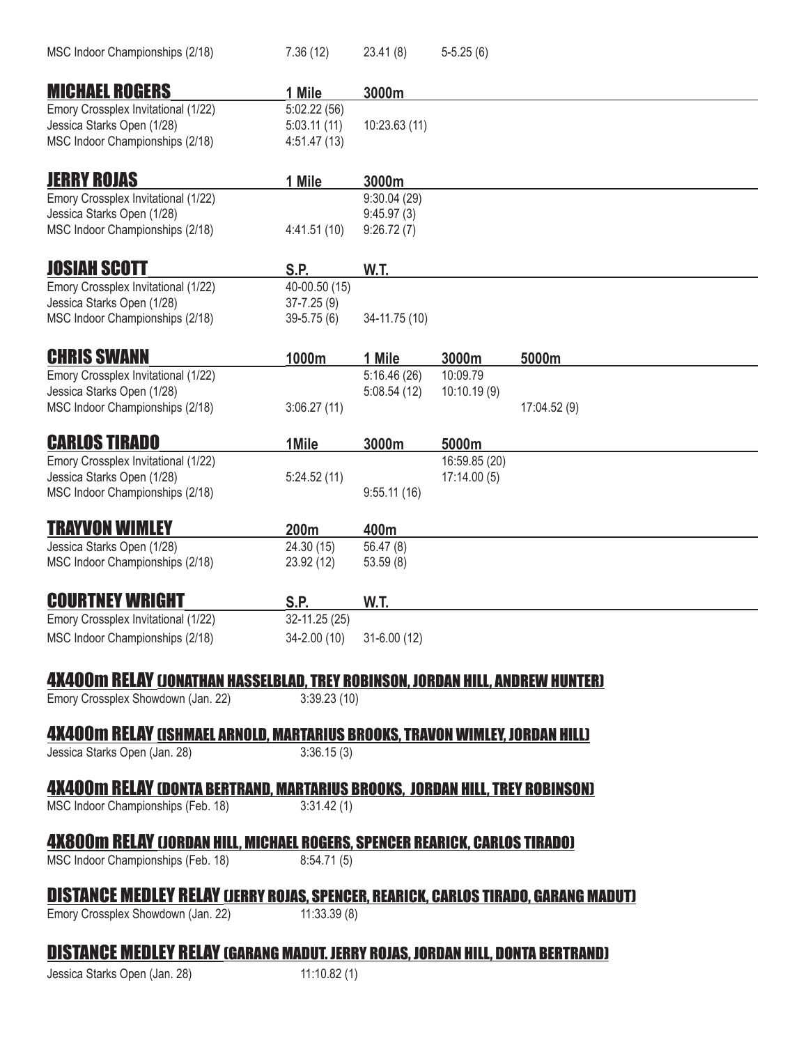| | | | |
|---|---|---|---|
| MSC Indoor Championships (2/18) | 7.36 (12) | 23.41 (8) | 5-5.25 (6) |

## MICHAEL ROGERS

| | 1 Mile | 3000m |
|---|---|---|
| Emory Crossplex Invitational (1/22) | 5:02.22 (56) | |
| Jessica Starks Open (1/28) | 5:03.11 (11) | 10:23.63 (11) |
| MSC Indoor Championships (2/18) | 4:51.47 (13) | |

## JERRY ROJAS

| | 1 Mile | 3000m |
|---|---|---|
| Emory Crossplex Invitational (1/22) | | 9:30.04 (29) |
| Jessica Starks Open (1/28) | | 9:45.97 (3) |
| MSC Indoor Championships (2/18) | 4:41.51 (10) | 9:26.72 (7) |

## JOSIAH SCOTT

| | S.P. | W.T. |
|---|---|---|
| Emory Crossplex Invitational (1/22) | 40-00.50 (15) | |
| Jessica Starks Open (1/28) | 37-7.25 (9) | |
| MSC Indoor Championships (2/18) | 39-5.75 (6) | 34-11.75 (10) |

## CHRIS SWANN

| | 1000m | 1 Mile | 3000m | 5000m |
|---|---|---|---|---|
| Emory Crossplex Invitational (1/22) | | 5:16.46 (26) | 10:09.79 | |
| Jessica Starks Open (1/28) | | 5:08.54 (12) | 10:10.19 (9) | |
| MSC Indoor Championships (2/18) | 3:06.27 (11) | | | 17:04.52 (9) |

## CARLOS TIRADO

| | 1Mile | 3000m | 5000m |
|---|---|---|---|
| Emory Crossplex Invitational (1/22) | | | 16:59.85 (20) |
| Jessica Starks Open (1/28) | 5:24.52 (11) | | 17:14.00 (5) |
| MSC Indoor Championships (2/18) | | 9:55.11 (16) | |

## TRAYVON WIMLEY

| | 200m | 400m |
|---|---|---|
| Jessica Starks Open (1/28) | 24.30 (15) | 56.47 (8) |
| MSC Indoor Championships (2/18) | 23.92 (12) | 53.59 (8) |

## COURTNEY WRIGHT

| | S.P. | W.T. |
|---|---|---|
| Emory Crossplex Invitational (1/22) | 32-11.25 (25) | |
| MSC Indoor Championships (2/18) | 34-2.00 (10) | 31-6.00 (12) |

## 4X400m RELAY (JONATHAN HASSELBLAD, TREY ROBINSON, JORDAN HILL, ANDREW HUNTER)

Emory Crossplex Showdown (Jan. 22) 3:39.23 (10)

## 4X400m RELAY (ISHMAEL ARNOLD, MARTARIUS BROOKS, TRAVON WIMLEY, JORDAN HILL)

Jessica Starks Open (Jan. 28) 3:36.15 (3)

## 4X400m RELAY (DONTA BERTRAND, MARTARIUS BROOKS, JORDAN HILL, TREY ROBINSON)

MSC Indoor Championships (Feb. 18) 3:31.42 (1)

## 4X800m RELAY (JORDAN HILL, MICHAEL ROGERS, SPENCER REARICK, CARLOS TIRADO)

MSC Indoor Championships (Feb. 18) 8:54.71 (5)

## DISTANCE MEDLEY RELAY (JERRY ROJAS, SPENCER, REARICK, CARLOS TIRADO, GARANG MADUT)

Emory Crossplex Showdown (Jan. 22) 11:33.39 (8)

## DISTANCE MEDLEY RELAY (GARANG MADUT. JERRY ROJAS, JORDAN HILL, DONTA BERTRAND)

Jessica Starks Open (Jan. 28) 11:10.82 (1)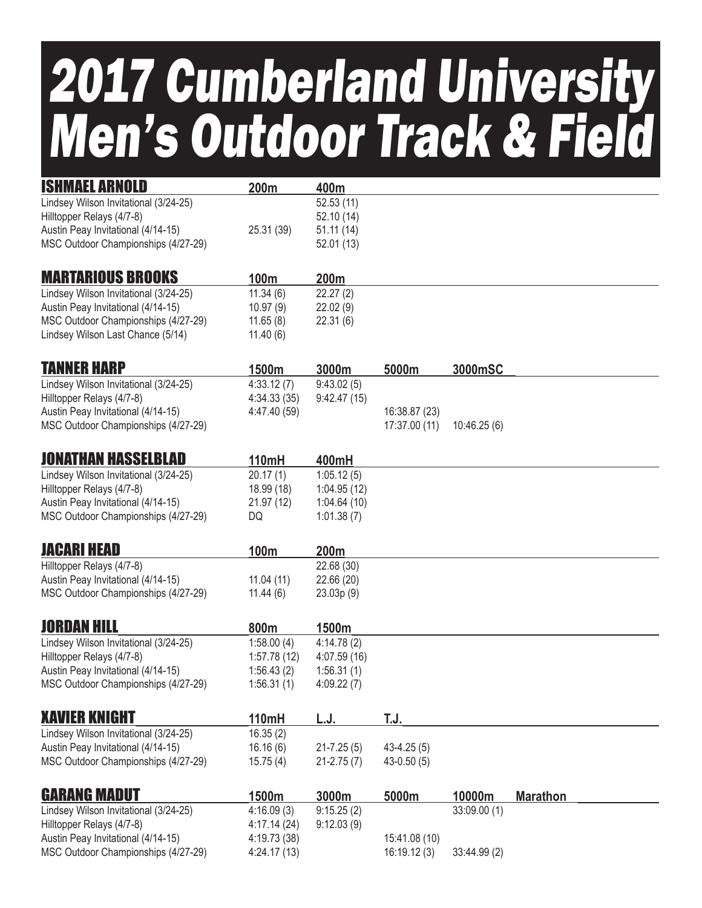# 2017 Cumberland University Men's Outdoor Track & Field

## ISHMAEL ARNOLD

| Meet | 200m | 400m |
|---|---|---|
| Lindsey Wilson Invitational (3/24-25) | | 52.53 (11) |
| Hilltopper Relays (4/7-8) | | 52.10 (14) |
| Austin Peay Invitational (4/14-15) | 25.31 (39) | 51.11 (14) |
| MSC Outdoor Championships (4/27-29) | | 52.01 (13) |

## MARTARIOUS BROOKS

| Meet | 100m | 200m |
|---|---|---|
| Lindsey Wilson Invitational (3/24-25) | 11.34 (6) | 22.27 (2) |
| Austin Peay Invitational (4/14-15) | 10.97 (9) | 22.02 (9) |
| MSC Outdoor Championships (4/27-29) | 11.65 (8) | 22.31 (6) |
| Lindsey Wilson Last Chance (5/14) | 11.40 (6) | |

## TANNER HARP

| Meet | 1500m | 3000m | 5000m | 3000mSC |
|---|---|---|---|---|
| Lindsey Wilson Invitational (3/24-25) | 4:33.12 (7) | 9:43.02 (5) | | |
| Hilltopper Relays (4/7-8) | 4:34.33 (35) | 9:42.47 (15) | | |
| Austin Peay Invitational (4/14-15) | 4:47.40 (59) | | 16:38.87 (23) | |
| MSC Outdoor Championships (4/27-29) | | | 17:37.00 (11) | 10:46.25 (6) |

## JONATHAN HASSELBLAD

| Meet | 110mH | 400mH |
|---|---|---|
| Lindsey Wilson Invitational (3/24-25) | 20.17 (1) | 1:05.12 (5) |
| Hilltopper Relays (4/7-8) | 18.99 (18) | 1:04.95 (12) |
| Austin Peay Invitational (4/14-15) | 21.97 (12) | 1:04.64 (10) |
| MSC Outdoor Championships (4/27-29) | DQ | 1:01.38 (7) |

## JACARI HEAD

| Meet | 100m | 200m |
|---|---|---|
| Hilltopper Relays (4/7-8) | | 22.68 (30) |
| Austin Peay Invitational (4/14-15) | 11.04 (11) | 22.66 (20) |
| MSC Outdoor Championships (4/27-29) | 11.44 (6) | 23.03p (9) |

## JORDAN HILL

| Meet | 800m | 1500m |
|---|---|---|
| Lindsey Wilson Invitational (3/24-25) | 1:58.00 (4) | 4:14.78 (2) |
| Hilltopper Relays (4/7-8) | 1:57.78 (12) | 4:07.59 (16) |
| Austin Peay Invitational (4/14-15) | 1:56.43 (2) | 1:56.31 (1) |
| MSC Outdoor Championships (4/27-29) | 1:56.31 (1) | 4:09.22 (7) |

## XAVIER KNIGHT

| Meet | 110mH | L.J. | T.J. |
|---|---|---|---|
| Lindsey Wilson Invitational (3/24-25) | 16.35 (2) | | |
| Austin Peay Invitational (4/14-15) | 16.16 (6) | 21-7.25 (5) | 43-4.25 (5) |
| MSC Outdoor Championships (4/27-29) | 15.75 (4) | 21-2.75 (7) | 43-0.50 (5) |

## GARANG MADUT

| Meet | 1500m | 3000m | 5000m | 10000m | Marathon |
|---|---|---|---|---|---|
| Lindsey Wilson Invitational (3/24-25) | 4:16.09 (3) | 9:15.25 (2) | | 33:09.00 (1) | |
| Hilltopper Relays (4/7-8) | 4:17.14 (24) | 9:12.03 (9) | | | |
| Austin Peay Invitational (4/14-15) | 4:19.73 (38) | | 15:41.08 (10) | | |
| MSC Outdoor Championships (4/27-29) | 4:24.17 (13) | | 16:19.12 (3) | 33:44.99 (2) | |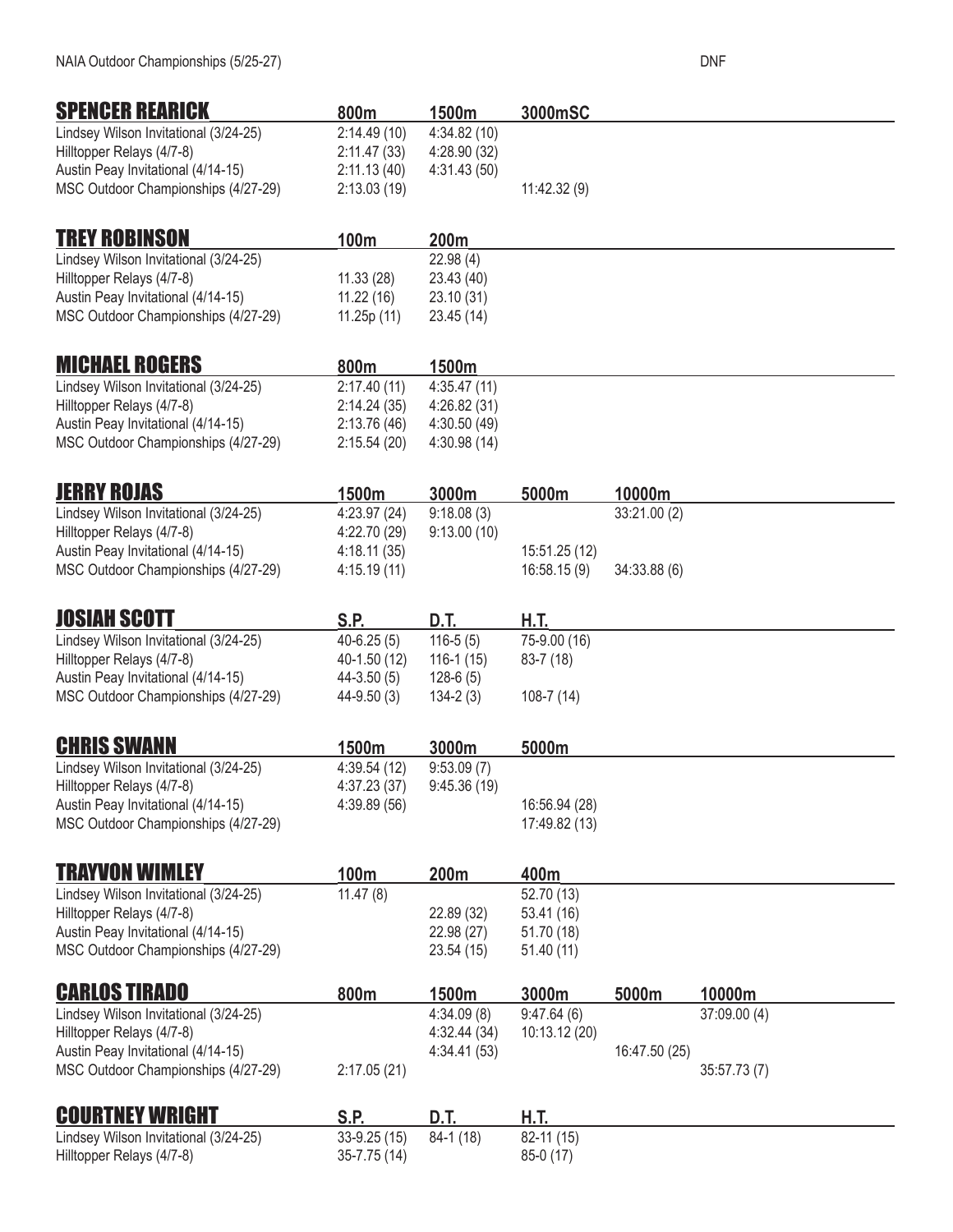| NAIA Outdoor Championships (5/25-27) | DNF |
|---|---|

## SPENCER REARICK

| | 800m | 1500m | 3000mSC |
|---|---|---|---|
| Lindsey Wilson Invitational (3/24-25) | 2:14.49 (10) | 4:34.82 (10) | |
| Hilltopper Relays (4/7-8) | 2:11.47 (33) | 4:28.90 (32) | |
| Austin Peay Invitational (4/14-15) | 2:11.13 (40) | 4:31.43 (50) | |
| MSC Outdoor Championships (4/27-29) | 2:13.03 (19) | | 11:42.32 (9) |

## TREY ROBINSON

| | 100m | 200m |
|---|---|---|
| Lindsey Wilson Invitational (3/24-25) | | 22.98 (4) |
| Hilltopper Relays (4/7-8) | 11.33 (28) | 23.43 (40) |
| Austin Peay Invitational (4/14-15) | 11.22 (16) | 23.10 (31) |
| MSC Outdoor Championships (4/27-29) | 11.25p (11) | 23.45 (14) |

## MICHAEL ROGERS

| | 800m | 1500m |
|---|---|---|
| Lindsey Wilson Invitational (3/24-25) | 2:17.40 (11) | 4:35.47 (11) |
| Hilltopper Relays (4/7-8) | 2:14.24 (35) | 4:26.82 (31) |
| Austin Peay Invitational (4/14-15) | 2:13.76 (46) | 4:30.50 (49) |
| MSC Outdoor Championships (4/27-29) | 2:15.54 (20) | 4:30.98 (14) |

## JERRY ROJAS

| | 1500m | 3000m | 5000m | 10000m |
|---|---|---|---|---|
| Lindsey Wilson Invitational (3/24-25) | 4:23.97 (24) | 9:18.08 (3) | | 33:21.00 (2) |
| Hilltopper Relays (4/7-8) | 4:22.70 (29) | 9:13.00 (10) | | |
| Austin Peay Invitational (4/14-15) | 4:18.11 (35) | | 15:51.25 (12) | |
| MSC Outdoor Championships (4/27-29) | 4:15.19 (11) | | 16:58.15 (9) | 34:33.88 (6) |

## JOSIAH SCOTT

| | S.P. | D.T. | H.T. |
|---|---|---|---|
| Lindsey Wilson Invitational (3/24-25) | 40-6.25 (5) | 116-5 (5) | 75-9.00 (16) |
| Hilltopper Relays (4/7-8) | 40-1.50 (12) | 116-1 (15) | 83-7 (18) |
| Austin Peay Invitational (4/14-15) | 44-3.50 (5) | 128-6 (5) | |
| MSC Outdoor Championships (4/27-29) | 44-9.50 (3) | 134-2 (3) | 108-7 (14) |

## CHRIS SWANN

| | 1500m | 3000m | 5000m |
|---|---|---|---|
| Lindsey Wilson Invitational (3/24-25) | 4:39.54 (12) | 9:53.09 (7) | |
| Hilltopper Relays (4/7-8) | 4:37.23 (37) | 9:45.36 (19) | |
| Austin Peay Invitational (4/14-15) | 4:39.89 (56) | | 16:56.94 (28) |
| MSC Outdoor Championships (4/27-29) | | | 17:49.82 (13) |

## TRAYVON WIMLEY

| | 100m | 200m | 400m |
|---|---|---|---|
| Lindsey Wilson Invitational (3/24-25) | 11.47 (8) | | 52.70 (13) |
| Hilltopper Relays (4/7-8) | | 22.89 (32) | 53.41 (16) |
| Austin Peay Invitational (4/14-15) | | 22.98 (27) | 51.70 (18) |
| MSC Outdoor Championships (4/27-29) | | 23.54 (15) | 51.40 (11) |

## CARLOS TIRADO

| | 800m | 1500m | 3000m | 5000m | 10000m |
|---|---|---|---|---|---|
| Lindsey Wilson Invitational (3/24-25) | | 4:34.09 (8) | 9:47.64 (6) | | 37:09.00 (4) |
| Hilltopper Relays (4/7-8) | | 4:32.44 (34) | 10:13.12 (20) | | |
| Austin Peay Invitational (4/14-15) | | 4:34.41 (53) | | 16:47.50 (25) | |
| MSC Outdoor Championships (4/27-29) | 2:17.05 (21) | | | | 35:57.73 (7) |

## COURTNEY WRIGHT

| | S.P. | D.T. | H.T. |
|---|---|---|---|
| Lindsey Wilson Invitational (3/24-25) | 33-9.25 (15) | 84-1 (18) | 82-11 (15) |
| Hilltopper Relays (4/7-8) | 35-7.75 (14) | | 85-0 (17) |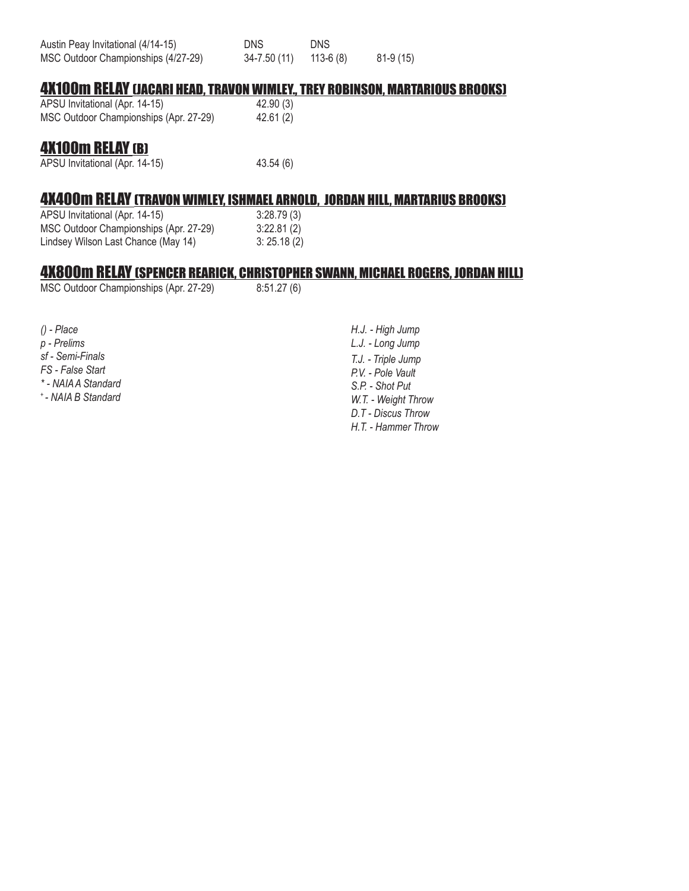| | | | |
|---|---|---|---|
| Austin Peay Invitational (4/14-15) | DNS | DNS | |
| MSC Outdoor Championships (4/27-29) | 34-7.50 (11) | 113-6 (8) | 81-9 (15) |

## 4X100m RELAY (JACARI HEAD, TRAVON WIMLEY., TREY ROBINSON, MARTARIOUS BROOKS)

| | |
|---|---|
| APSU Invitational (Apr. 14-15) | 42.90 (3) |
| MSC Outdoor Championships (Apr. 27-29) | 42.61 (2) |

## 4X100m RELAY (B)

| | |
|---|---|
| APSU Invitational (Apr. 14-15) | 43.54 (6) |

## 4X400m RELAY (TRAVON WIMLEY, ISHMAEL ARNOLD, JORDAN HILL, MARTARIUS BROOKS)

| | |
|---|---|
| APSU Invitational (Apr. 14-15) | 3:28.79 (3) |
| MSC Outdoor Championships (Apr. 27-29) | 3:22.81 (2) |
| Lindsey Wilson Last Chance (May 14) | 3: 25.18 (2) |

## 4X800m RELAY (SPENCER REARICK, CHRISTOPHER SWANN, MICHAEL ROGERS, JORDAN HILL)

| | |
|---|---|
| MSC Outdoor Championships (Apr. 27-29) | 8:51.27 (6) |

*() - Place*
*p - Prelims*
*sf - Semi-Finals*
*FS - False Start*
*\* - NAIA A Standard*
*+ - NAIA B Standard*

*H.J. - High Jump*
*L.J. - Long Jump*
*T.J. - Triple Jump*
*P.V. - Pole Vault*
*S.P. - Shot Put*
*W.T. - Weight Throw*
*D.T - Discus Throw*
*H.T. - Hammer Throw*